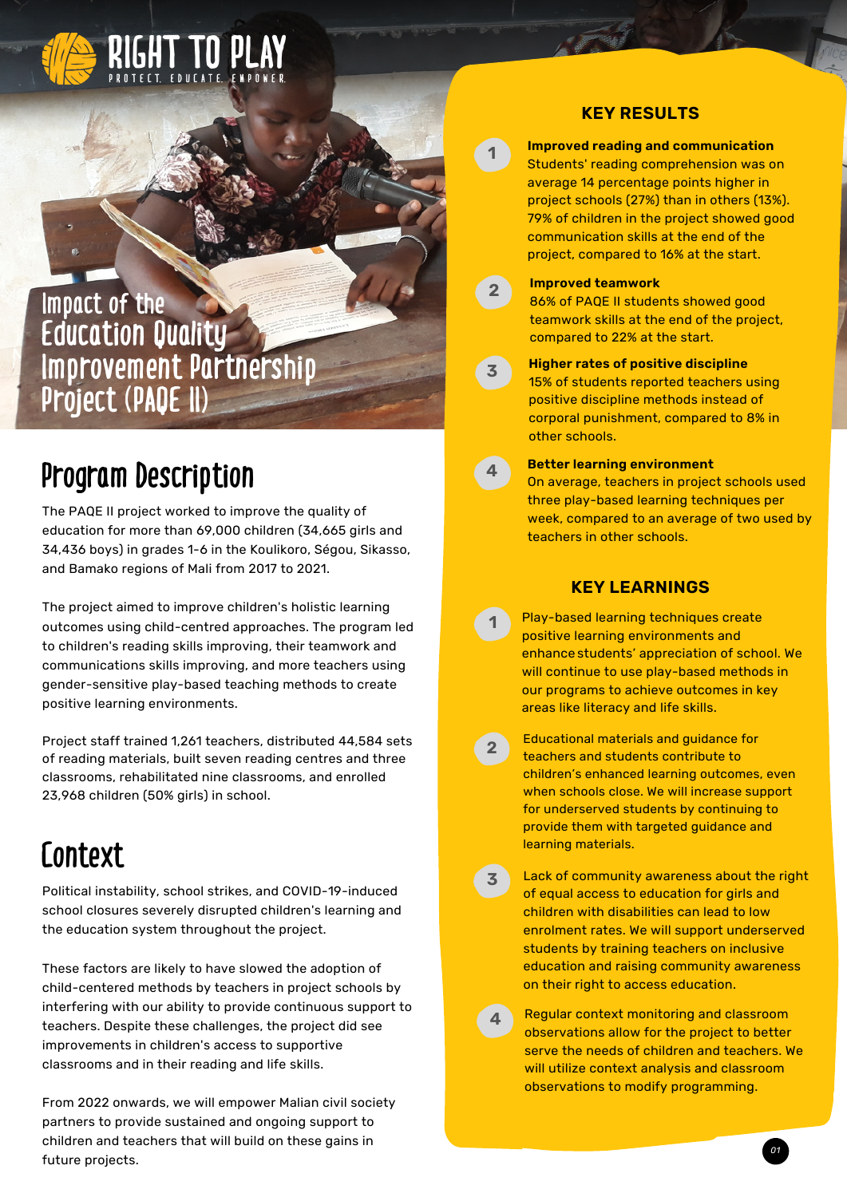RIGHT TO PLAY

PROTECT. EDUCATE. EMPOWER.

# Impact of the Education Quality Improvement Partnership Project (PAQE II)

## Program Description

The PAQE II project worked to improve the quality of education for more than 69,000 children (34,665 girls and 34,436 boys) in grades 1-6 in the Koulikoro, Ségou, Sikasso, and Bamako regions of Mali from 2017 to 2021.

The project aimed to improve children's holistic learning outcomes using child-centred approaches. The program led to children's reading skills improving, their teamwork and communications skills improving, and more teachers using gender-sensitive play-based teaching methods to create positive learning environments.

Project staff trained 1,261 teachers, distributed 44,584 sets of reading materials, built seven reading centres and three classrooms, rehabilitated nine classrooms, and enrolled 23,968 children (50% girls) in school.

## Context

Political instability, school strikes, and COVID-19-induced school closures severely disrupted children's learning and the education system throughout the project.

These factors are likely to have slowed the adoption of child-centered methods by teachers in project schools by interfering with our ability to provide continuous support to teachers. Despite these challenges, the project did see improvements in children's access to supportive classrooms and in their reading and life skills.

From 2022 onwards, we will empower Malian civil society partners to provide sustained and ongoing support to children and teachers that will build on these gains in future projects.

## KEY RESULTS

1. **Improved reading and communication**
   Students' reading comprehension was on average 14 percentage points higher in project schools (27%) than in others (13%). 79% of children in the project showed good communication skills at the end of the project, compared to 16% at the start.

2. **Improved teamwork**
   86% of PAQE II students showed good teamwork skills at the end of the project, compared to 22% at the start.

3. **Higher rates of positive discipline**
   15% of students reported teachers using positive discipline methods instead of corporal punishment, compared to 8% in other schools.

4. **Better learning environment**
   On average, teachers in project schools used three play-based learning techniques per week, compared to an average of two used by teachers in other schools.

## KEY LEARNINGS

1. Play-based learning techniques create positive learning environments and enhance students' appreciation of school. We will continue to use play-based methods in our programs to achieve outcomes in key areas like literacy and life skills.

2. Educational materials and guidance for teachers and students contribute to children's enhanced learning outcomes, even when schools close. We will increase support for underserved students by continuing to provide them with targeted guidance and learning materials.

3. Lack of community awareness about the right of equal access to education for girls and children with disabilities can lead to low enrolment rates. We will support underserved students by training teachers on inclusive education and raising community awareness on their right to access education.

4. Regular context monitoring and classroom observations allow for the project to better serve the needs of children and teachers. We will utilize context analysis and classroom observations to modify programming.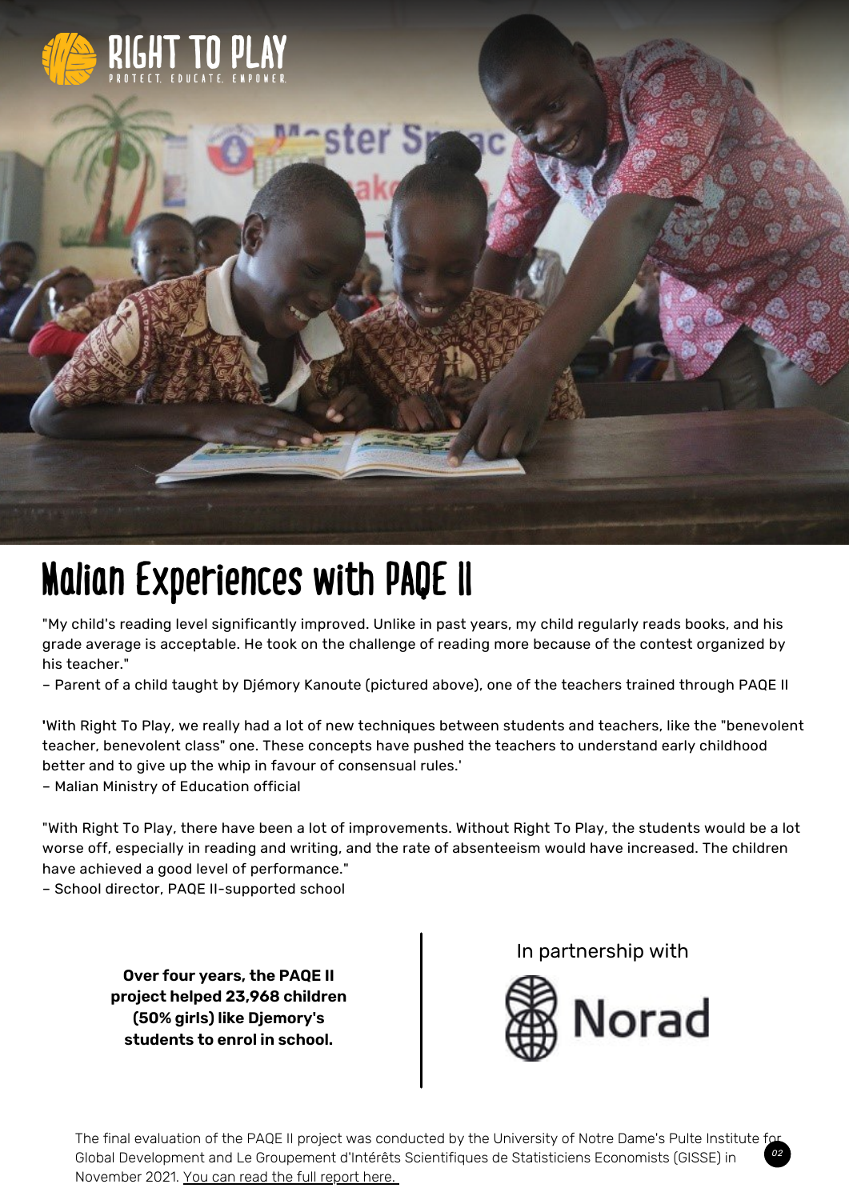# Malian Experiences with PAQE II

"My child's reading level significantly improved. Unlike in past years, my child regularly reads books, and his grade average is acceptable. He took on the challenge of reading more because of the contest organized by his teacher."
– Parent of a child taught by Djémory Kanoute (pictured above), one of the teachers trained through PAQE II

'With Right To Play, we really had a lot of new techniques between students and teachers, like the "benevolent teacher, benevolent class" one. These concepts have pushed the teachers to understand early childhood better and to give up the whip in favour of consensual rules.'
– Malian Ministry of Education official

"With Right To Play, there have been a lot of improvements. Without Right To Play, the students would be a lot worse off, especially in reading and writing, and the rate of absenteeism would have increased. The children have achieved a good level of performance."
– School director, PAQE II-supported school

**Over four years, the PAQE II project helped 23,968 children (50% girls) like Djemory's students to enrol in school.**

In partnership with

Norad

The final evaluation of the PAQE II project was conducted by the University of Notre Dame's Pulte Institute for Global Development and Le Groupement d'Intérêts Scientifiques de Statisticiens Economists (GISSE) in November 2021. You can read the full report here.